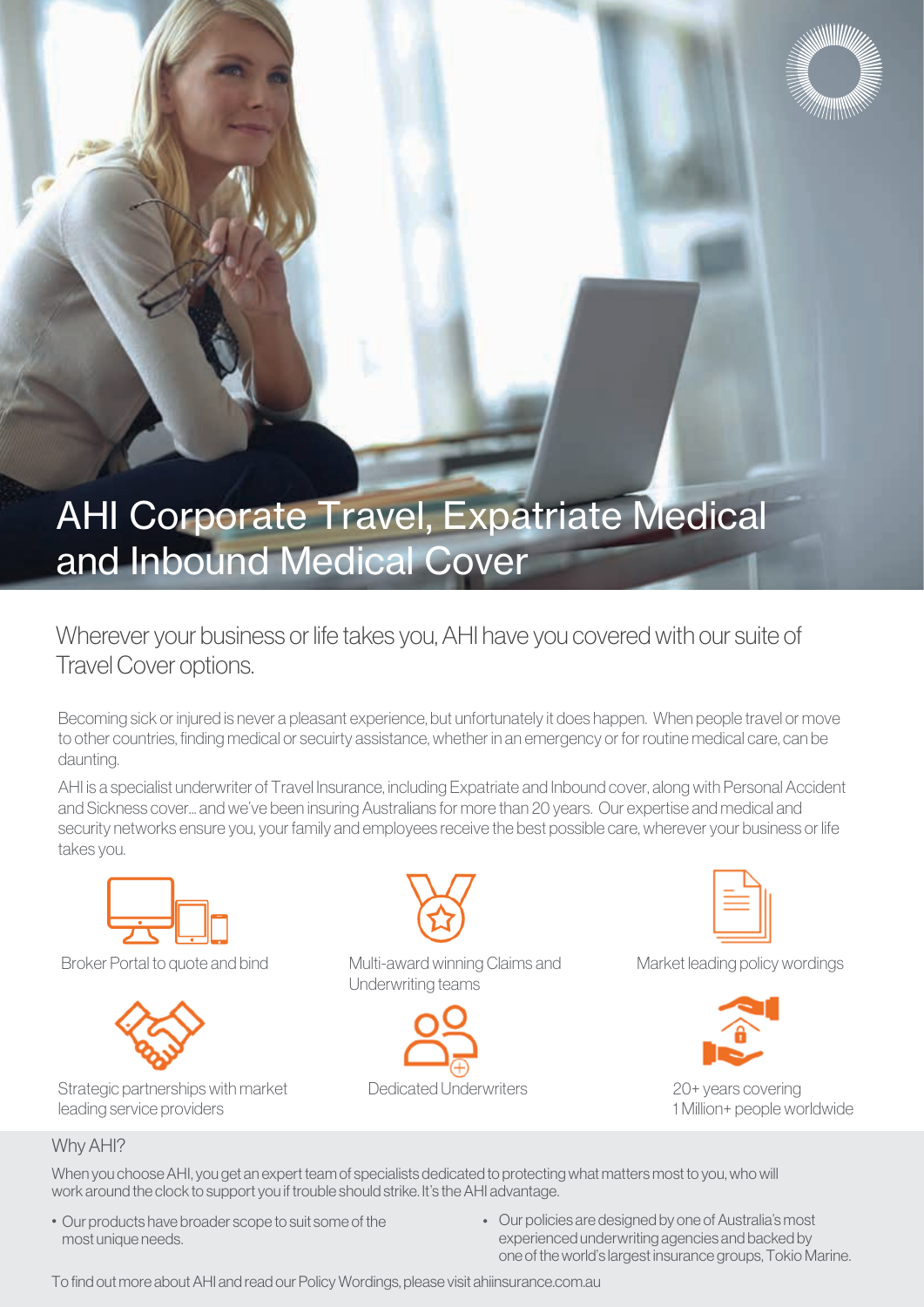# AHI Corporate Travel, Expatriate Medical and Inbound Medical Cover

## Wherever your business or life takes you, AHI have you covered with our suite of Travel Cover options.

Becoming sick or injured is never a pleasant experience, but unfortunately it does happen. When people travel or move to other countries, finding medical or secuirty assistance, whether in an emergency or for routine medical care, can be daunting.

AHI is a specialist underwriter of Travel Insurance, including Expatriate and Inbound cover, along with Personal Accident and Sickness cover... and we've been insuring Australians for more than 20 years. Our expertise and medical and security networks ensure you, your family and employees receive the best possible care, wherever your business or life takes you.

- Broker Portal to quote and bind
- Multi-award winning Claims and Underwriting teams
- Market leading policy wordings
- Strategic partnerships with market leading service providers
- Dedicated Underwriters
- 20+ years covering 1 Million+ people worldwide

## Why AHI?

When you choose AHI, you get an expert team of specialists dedicated to protecting what matters most to you, who will work around the clock to support you if trouble should strike. It's the AHI advantage.

- Our products have broader scope to suit some of the most unique needs.
- Our policies are designed by one of Australia's most experienced underwriting agencies and backed by one of the world's largest insurance groups, Tokio Marine.

To find out more about AHI and read our Policy Wordings, please visit ahiinsurance.com.au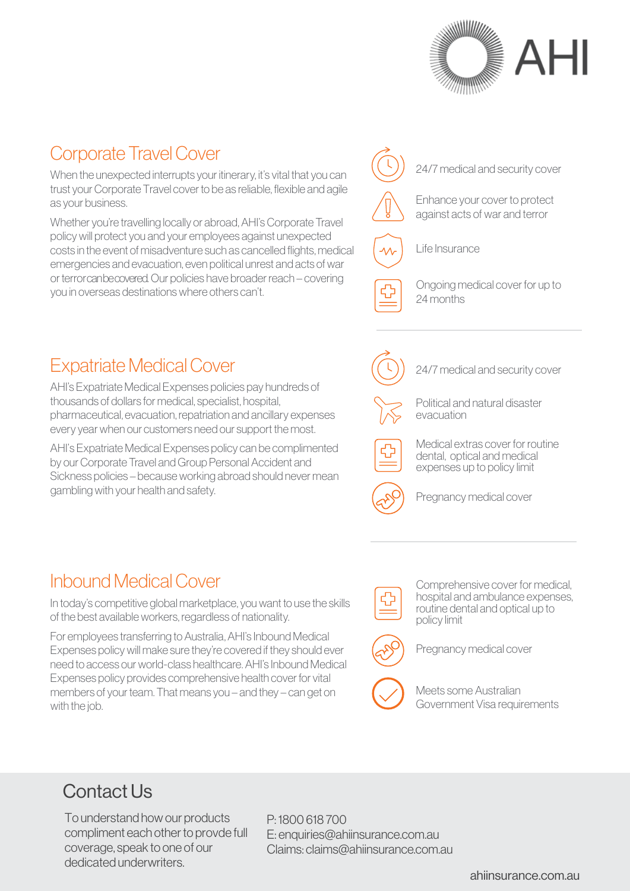AHI

## Corporate Travel Cover

When the unexpected interrupts your itinerary, it's vital that you can trust your Corporate Travel cover to be as reliable, flexible and agile as your business.

Whether you're travelling locally or abroad, AHI's Corporate Travel policy will protect you and your employees against unexpected costs in the event of misadventure such as cancelled flights, medical emergencies and evacuation, even political unrest and acts of war or terror can be covered. Our policies have broader reach – covering you in overseas destinations where others can't.

- 24/7 medical and security cover
- Enhance your cover to protect against acts of war and terror
- Life Insurance
- Ongoing medical cover for up to 24 months

## Expatriate Medical Cover

AHI's Expatriate Medical Expenses policies pay hundreds of thousands of dollars for medical, specialist, hospital, pharmaceutical, evacuation, repatriation and ancillary expenses every year when our customers need our support the most.

AHI's Expatriate Medical Expenses policy can be complimented by our Corporate Travel and Group Personal Accident and Sickness policies – because working abroad should never mean gambling with your health and safety.

- 24/7 medical and security cover
- Political and natural disaster evacuation
- Medical extras cover for routine dental, optical and medical expenses up to policy limit
- Pregnancy medical cover

## Inbound Medical Cover

In today's competitive global marketplace, you want to use the skills of the best available workers, regardless of nationality.

For employees transferring to Australia, AHI's Inbound Medical Expenses policy will make sure they're covered if they should ever need to access our world-class healthcare. AHI's Inbound Medical Expenses policy provides comprehensive health cover for vital members of your team. That means you – and they – can get on with the job.

- Comprehensive cover for medical, hospital and ambulance expenses, routine dental and optical up to policy limit
- Pregnancy medical cover
- Meets some Australian Government Visa requirements

## Contact Us

To understand how our products compliment each other to provde full coverage, speak to one of our dedicated underwriters.

P: 1800 618 700
E: enquiries@ahiinsurance.com.au
Claims: claims@ahiinsurance.com.au

ahiinsurance.com.au